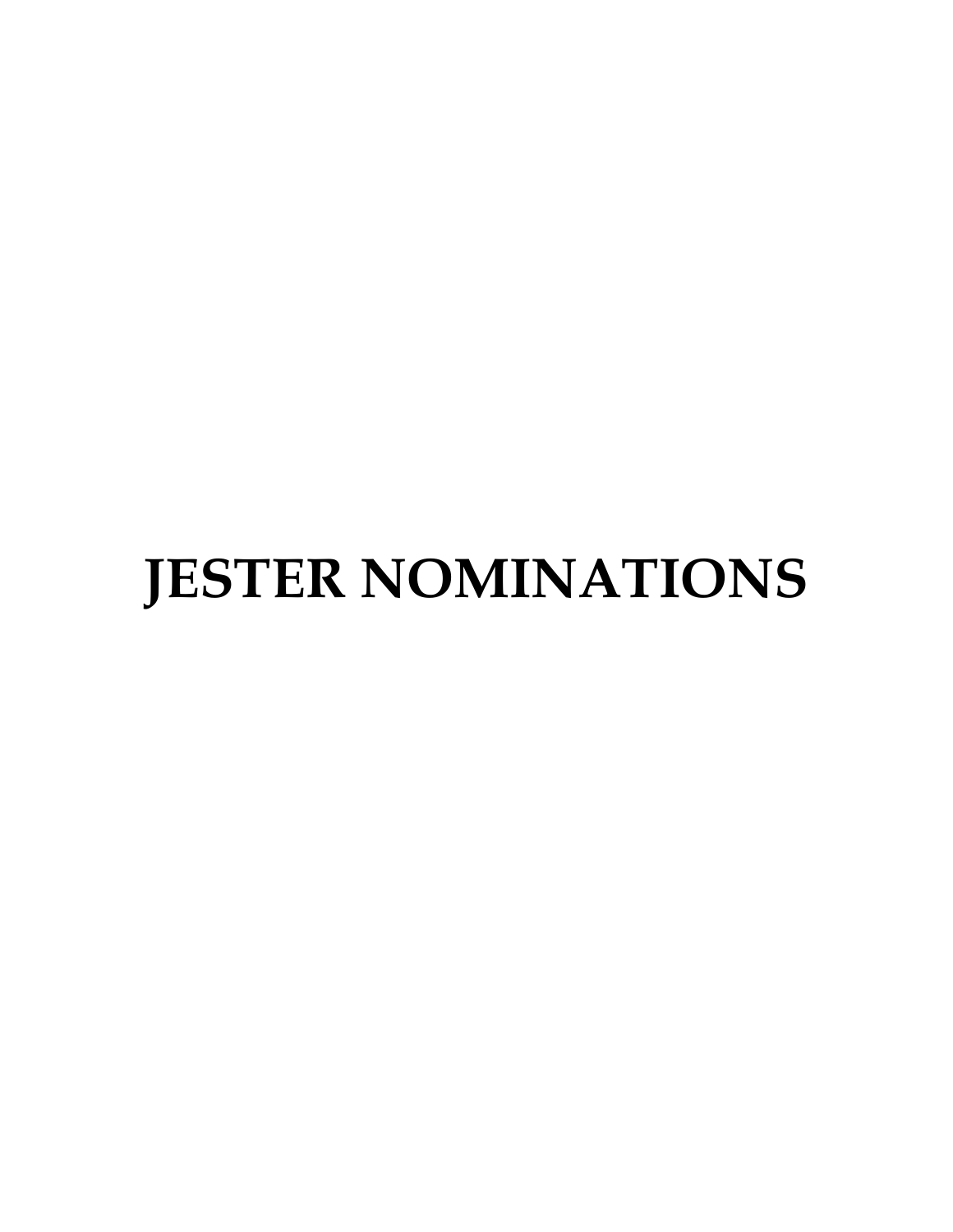# JESTER NOMINATIONS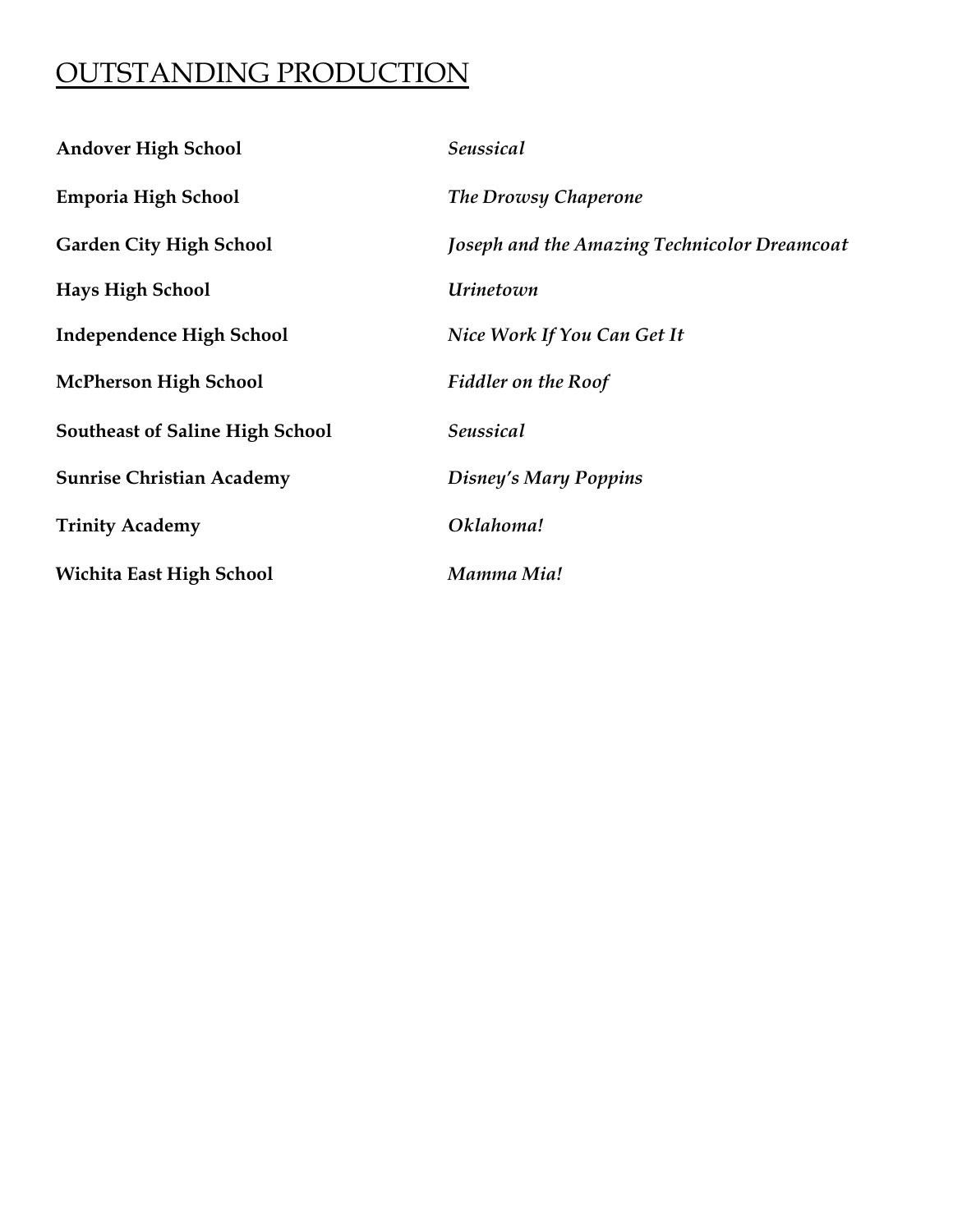## OUTSTANDING PRODUCTION

| | |
|---|---|
| **Andover High School** | ***Seussical*** |
| **Emporia High School** | ***The Drowsy Chaperone*** |
| **Garden City High School** | ***Joseph and the Amazing Technicolor Dreamcoat*** |
| **Hays High School** | ***Urinetown*** |
| **Independence High School** | ***Nice Work If You Can Get It*** |
| **McPherson High School** | ***Fiddler on the Roof*** |
| **Southeast of Saline High School** | ***Seussical*** |
| **Sunrise Christian Academy** | ***Disney's Mary Poppins*** |
| **Trinity Academy** | ***Oklahoma!*** |
| **Wichita East High School** | ***Mamma Mia!*** |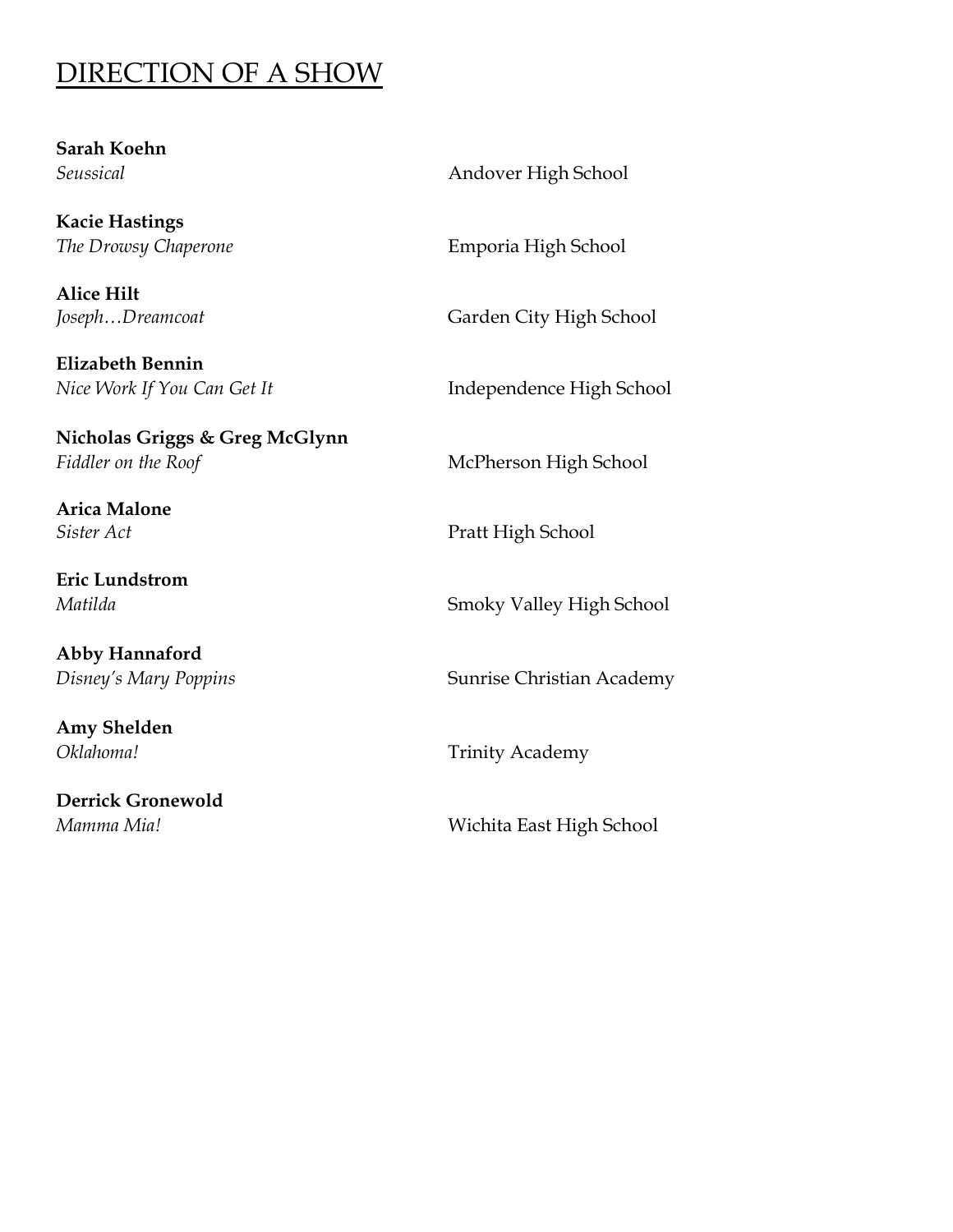# DIRECTION OF A SHOW

**Sarah Koehn**
*Seussical* Andover High School

**Kacie Hastings**
*The Drowsy Chaperone* Emporia High School

**Alice Hilt**
*Joseph…Dreamcoat* Garden City High School

**Elizabeth Bennin**
*Nice Work If You Can Get It* Independence High School

**Nicholas Griggs & Greg McGlynn**
*Fiddler on the Roof* McPherson High School

**Arica Malone**
*Sister Act* Pratt High School

**Eric Lundstrom**
*Matilda* Smoky Valley High School

**Abby Hannaford**
*Disney's Mary Poppins* Sunrise Christian Academy

**Amy Shelden**
*Oklahoma!* Trinity Academy

**Derrick Gronewold**
*Mamma Mia!* Wichita East High School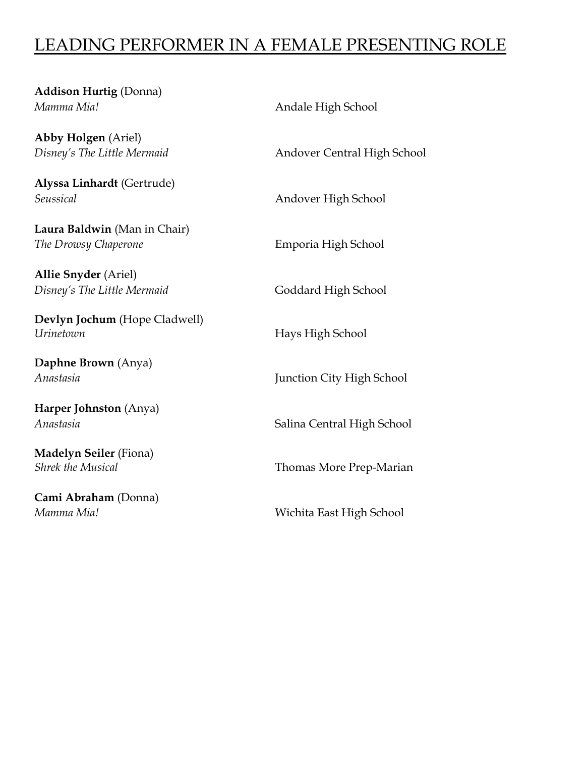# LEADING PERFORMER IN A FEMALE PRESENTING ROLE

**Addison Hurtig** (Donna)
*Mamma Mia!* — Andale High School

**Abby Holgen** (Ariel)
*Disney's The Little Mermaid* — Andover Central High School

**Alyssa Linhardt** (Gertrude)
*Seussical* — Andover High School

**Laura Baldwin** (Man in Chair)
*The Drowsy Chaperone* — Emporia High School

**Allie Snyder** (Ariel)
*Disney's The Little Mermaid* — Goddard High School

**Devlyn Jochum** (Hope Cladwell)
*Urinetown* — Hays High School

**Daphne Brown** (Anya)
*Anastasia* — Junction City High School

**Harper Johnston** (Anya)
*Anastasia* — Salina Central High School

**Madelyn Seiler** (Fiona)
*Shrek the Musical* — Thomas More Prep-Marian

**Cami Abraham** (Donna)
*Mamma Mia!* — Wichita East High School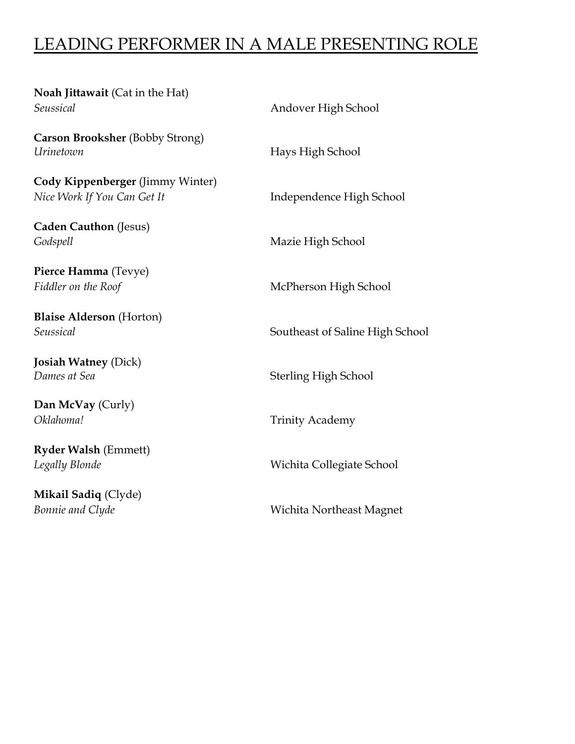## LEADING PERFORMER IN A MALE PRESENTING ROLE

**Noah Jittawait** (Cat in the Hat)
*Seussical* — Andover High School

**Carson Brooksher** (Bobby Strong)
*Urinetown* — Hays High School

**Cody Kippenberger** (Jimmy Winter)
*Nice Work If You Can Get It* — Independence High School

**Caden Cauthon** (Jesus)
*Godspell* — Mazie High School

**Pierce Hamma** (Tevye)
*Fiddler on the Roof* — McPherson High School

**Blaise Alderson** (Horton)
*Seussical* — Southeast of Saline High School

**Josiah Watney** (Dick)
*Dames at Sea* — Sterling High School

**Dan McVay** (Curly)
*Oklahoma!* — Trinity Academy

**Ryder Walsh** (Emmett)
*Legally Blonde* — Wichita Collegiate School

**Mikail Sadiq** (Clyde)
*Bonnie and Clyde* — Wichita Northeast Magnet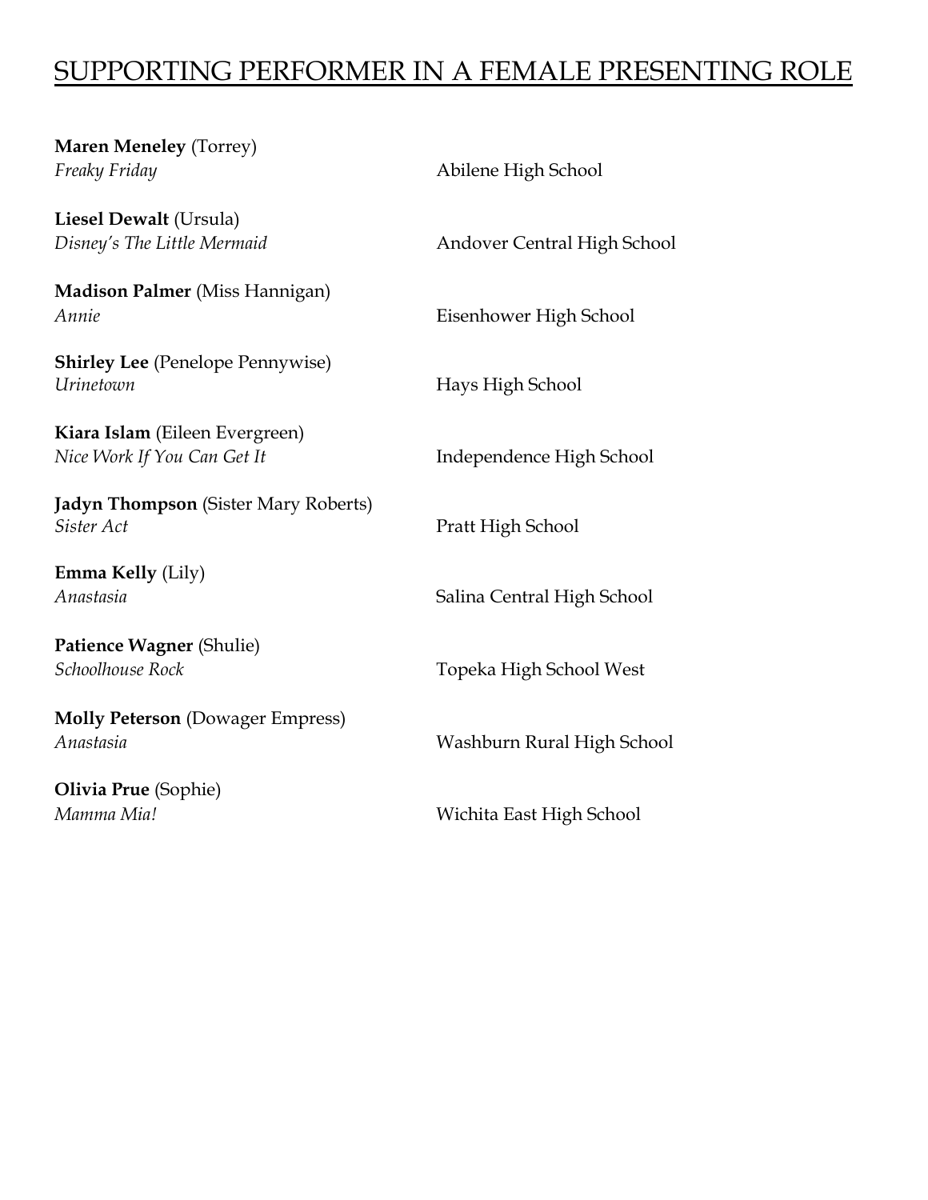## SUPPORTING PERFORMER IN A FEMALE PRESENTING ROLE

**Maren Meneley** (Torrey)
*Freaky Friday* — Abilene High School

**Liesel Dewalt** (Ursula)
*Disney's The Little Mermaid* — Andover Central High School

**Madison Palmer** (Miss Hannigan)
*Annie* — Eisenhower High School

**Shirley Lee** (Penelope Pennywise)
*Urinetown* — Hays High School

**Kiara Islam** (Eileen Evergreen)
*Nice Work If You Can Get It* — Independence High School

**Jadyn Thompson** (Sister Mary Roberts)
*Sister Act* — Pratt High School

**Emma Kelly** (Lily)
*Anastasia* — Salina Central High School

**Patience Wagner** (Shulie)
*Schoolhouse Rock* — Topeka High School West

**Molly Peterson** (Dowager Empress)
*Anastasia* — Washburn Rural High School

**Olivia Prue** (Sophie)
*Mamma Mia!* — Wichita East High School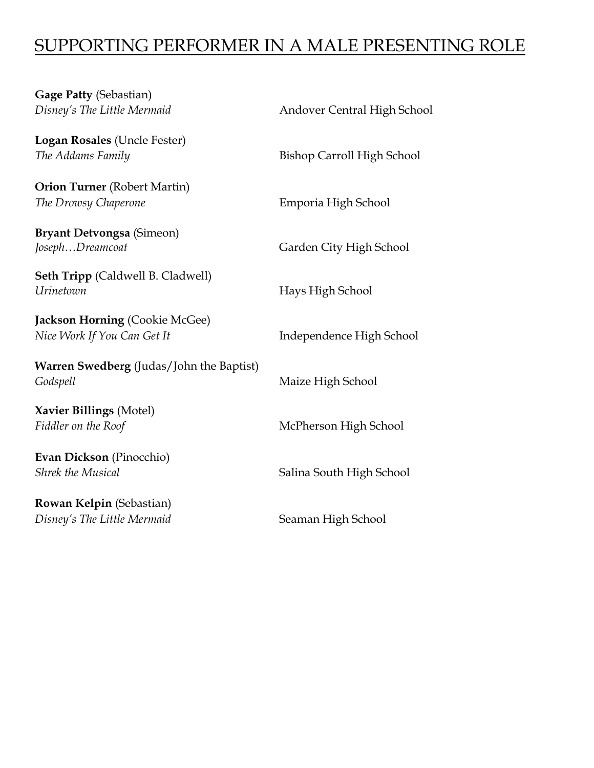# SUPPORTING PERFORMER IN A MALE PRESENTING ROLE

**Gage Patty** (Sebastian)
*Disney's The Little Mermaid* — Andover Central High School

**Logan Rosales** (Uncle Fester)
*The Addams Family* — Bishop Carroll High School

**Orion Turner** (Robert Martin)
*The Drowsy Chaperone* — Emporia High School

**Bryant Detvongsa** (Simeon)
*Joseph…Dreamcoat* — Garden City High School

**Seth Tripp** (Caldwell B. Cladwell)
*Urinetown* — Hays High School

**Jackson Horning** (Cookie McGee)
*Nice Work If You Can Get It* — Independence High School

**Warren Swedberg** (Judas/John the Baptist)
*Godspell* — Maize High School

**Xavier Billings** (Motel)
*Fiddler on the Roof* — McPherson High School

**Evan Dickson** (Pinocchio)
*Shrek the Musical* — Salina South High School

**Rowan Kelpin** (Sebastian)
*Disney's The Little Mermaid* — Seaman High School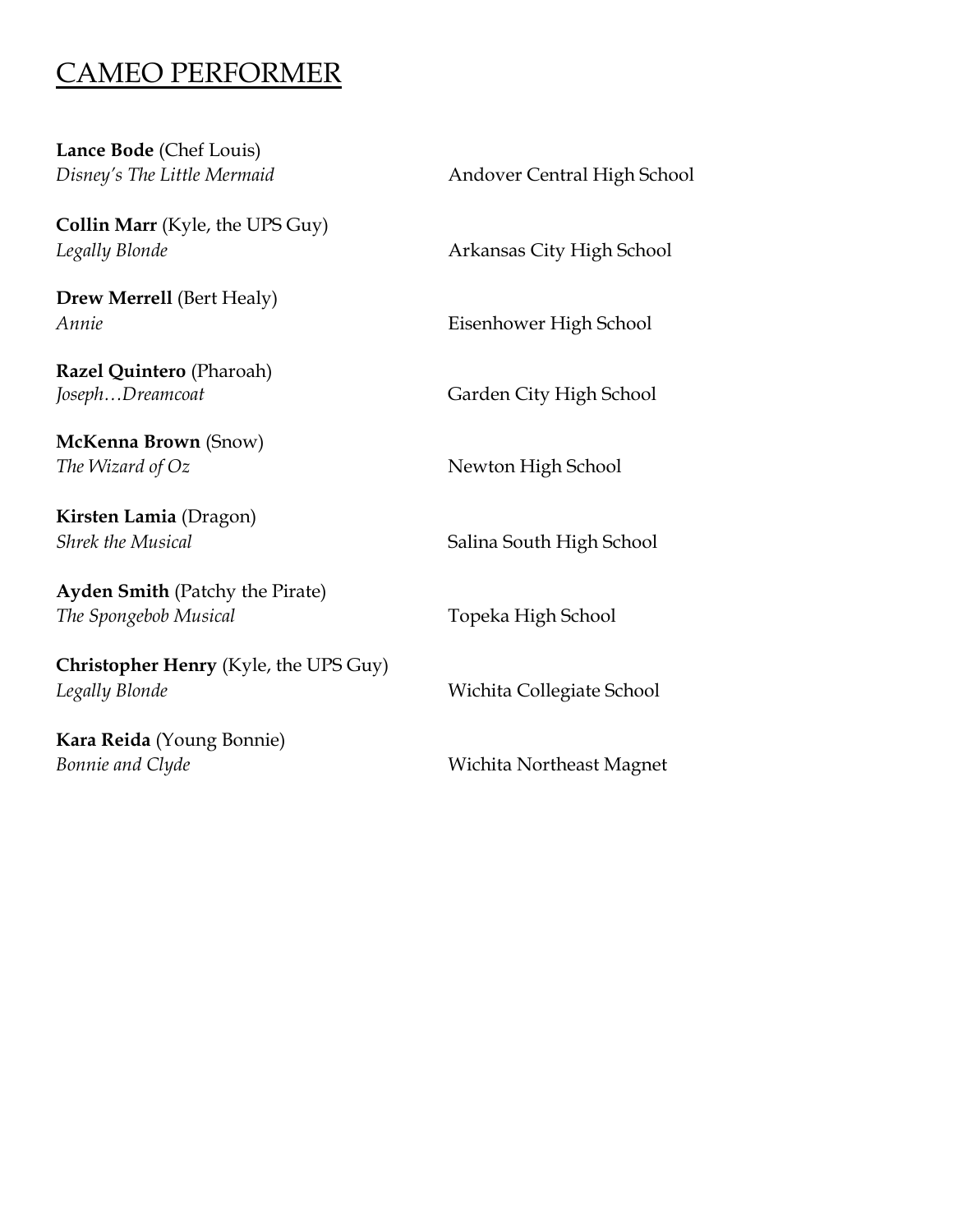# CAMEO PERFORMER

**Lance Bode** (Chef Louis)
*Disney's The Little Mermaid* Andover Central High School

**Collin Marr** (Kyle, the UPS Guy)
*Legally Blonde* Arkansas City High School

**Drew Merrell** (Bert Healy)
*Annie* Eisenhower High School

**Razel Quintero** (Pharoah)
*Joseph…Dreamcoat* Garden City High School

**McKenna Brown** (Snow)
*The Wizard of Oz* Newton High School

**Kirsten Lamia** (Dragon)
*Shrek the Musical* Salina South High School

**Ayden Smith** (Patchy the Pirate)
*The Spongebob Musical* Topeka High School

**Christopher Henry** (Kyle, the UPS Guy)
*Legally Blonde* Wichita Collegiate School

**Kara Reida** (Young Bonnie)
*Bonnie and Clyde* Wichita Northeast Magnet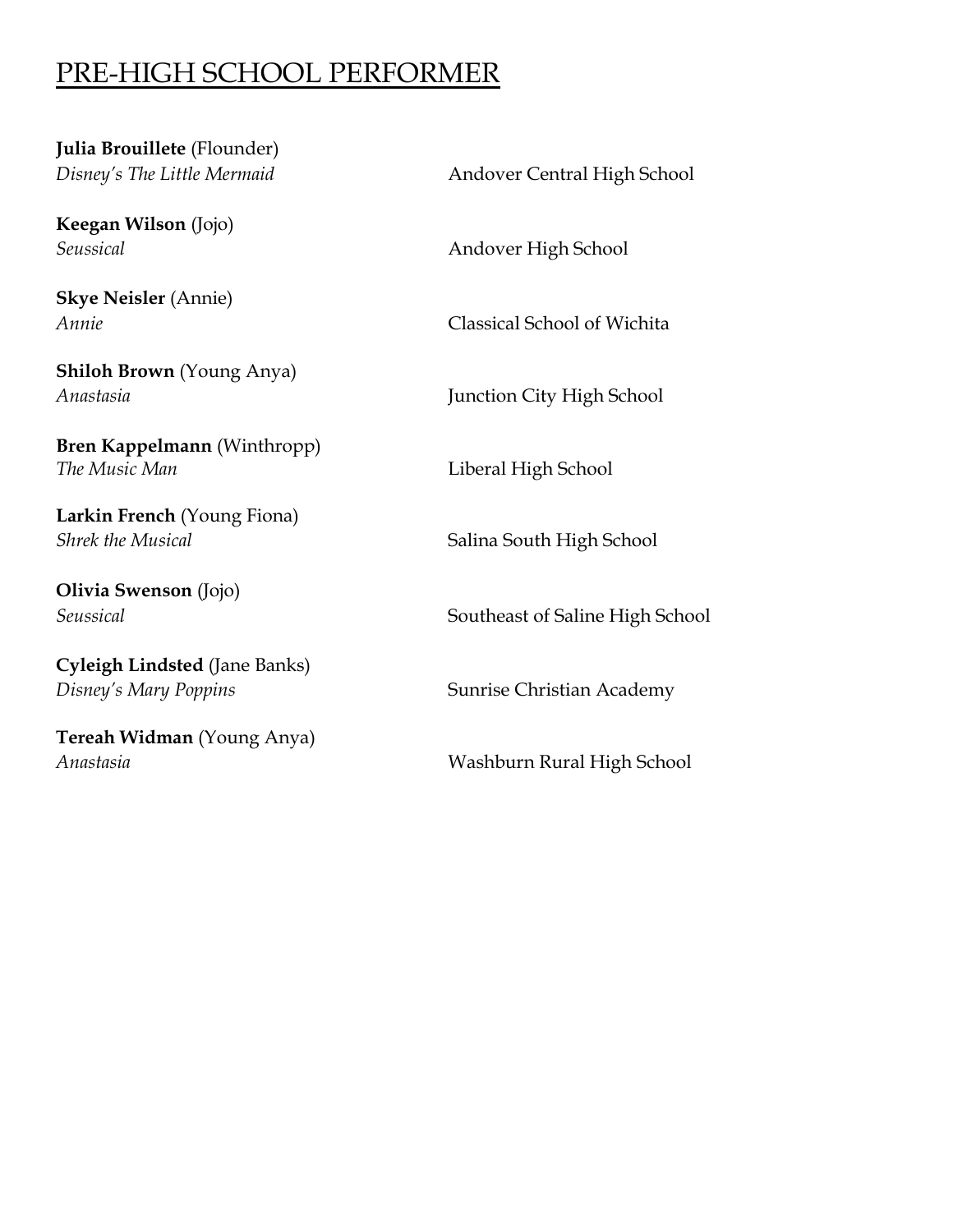# PRE-HIGH SCHOOL PERFORMER

**Julia Brouillete** (Flounder)
*Disney's The Little Mermaid* — Andover Central High School

**Keegan Wilson** (Jojo)
*Seussical* — Andover High School

**Skye Neisler** (Annie)
*Annie* — Classical School of Wichita

**Shiloh Brown** (Young Anya)
*Anastasia* — Junction City High School

**Bren Kappelmann** (Winthropp)
*The Music Man* — Liberal High School

**Larkin French** (Young Fiona)
*Shrek the Musical* — Salina South High School

**Olivia Swenson** (Jojo)
*Seussical* — Southeast of Saline High School

**Cyleigh Lindsted** (Jane Banks)
*Disney's Mary Poppins* — Sunrise Christian Academy

**Tereah Widman** (Young Anya)
*Anastasia* — Washburn Rural High School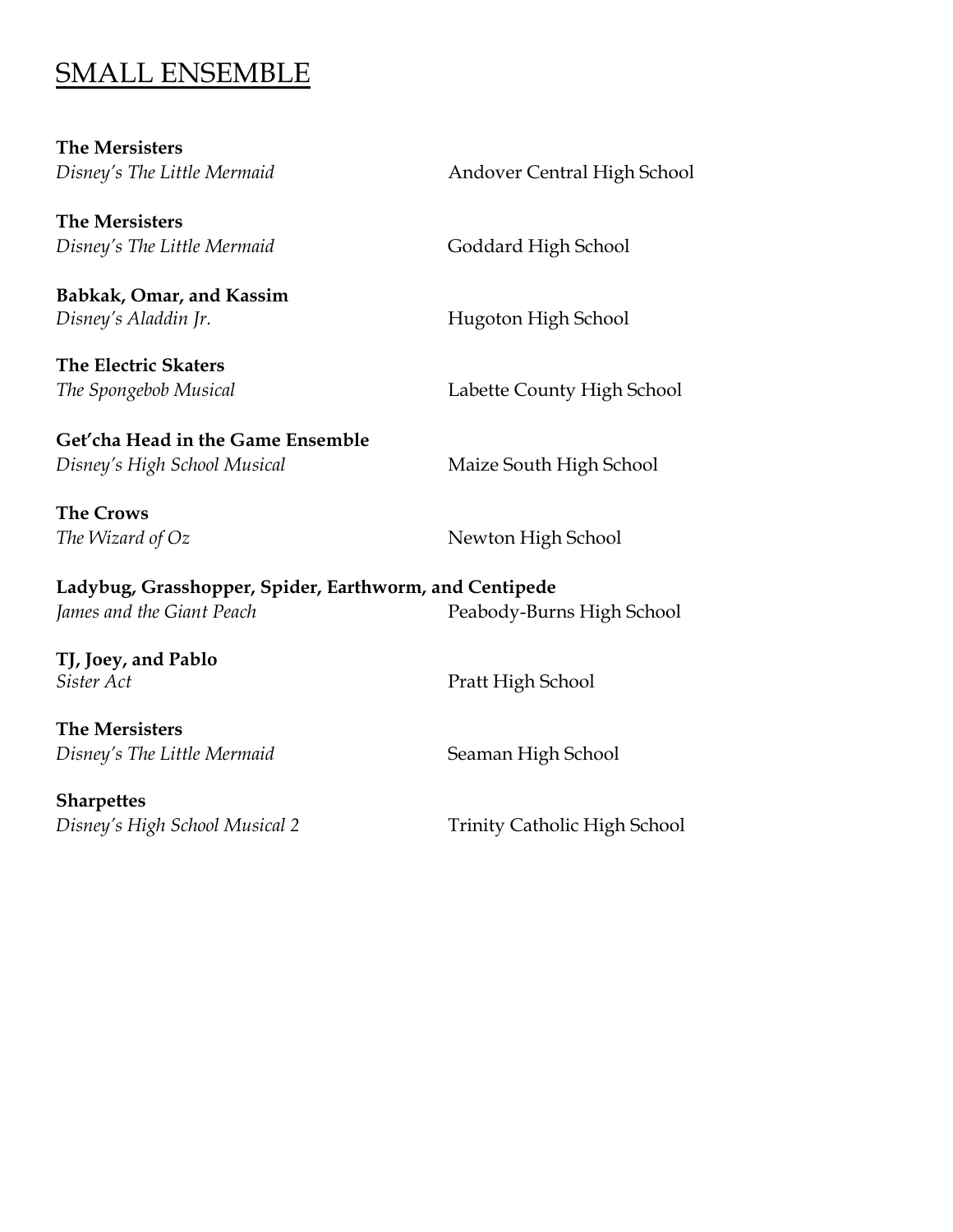## SMALL ENSEMBLE

**The Mersisters**
*Disney's The Little Mermaid* — Andover Central High School

**The Mersisters**
*Disney's The Little Mermaid* — Goddard High School

**Babkak, Omar, and Kassim**
*Disney's Aladdin Jr.* — Hugoton High School

**The Electric Skaters**
*The Spongebob Musical* — Labette County High School

**Get'cha Head in the Game Ensemble**
*Disney's High School Musical* — Maize South High School

**The Crows**
*The Wizard of Oz* — Newton High School

**Ladybug, Grasshopper, Spider, Earthworm, and Centipede**
*James and the Giant Peach* — Peabody-Burns High School

**TJ, Joey, and Pablo**
*Sister Act* — Pratt High School

**The Mersisters**
*Disney's The Little Mermaid* — Seaman High School

**Sharpettes**
*Disney's High School Musical 2* — Trinity Catholic High School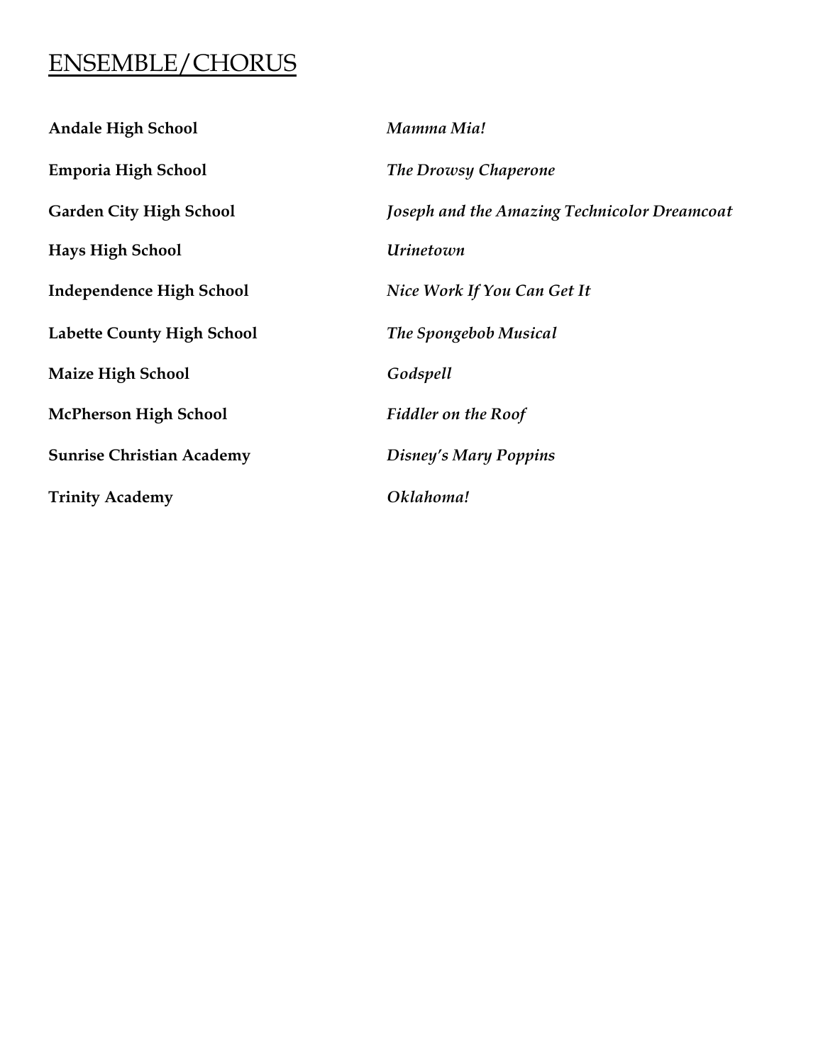## ENSEMBLE/CHORUS

| | |
|---|---|
| **Andale High School** | ***Mamma Mia!*** |
| **Emporia High School** | ***The Drowsy Chaperone*** |
| **Garden City High School** | ***Joseph and the Amazing Technicolor Dreamcoat*** |
| **Hays High School** | ***Urinetown*** |
| **Independence High School** | ***Nice Work If You Can Get It*** |
| **Labette County High School** | ***The Spongebob Musical*** |
| **Maize High School** | ***Godspell*** |
| **McPherson High School** | ***Fiddler on the Roof*** |
| **Sunrise Christian Academy** | ***Disney's Mary Poppins*** |
| **Trinity Academy** | ***Oklahoma!*** |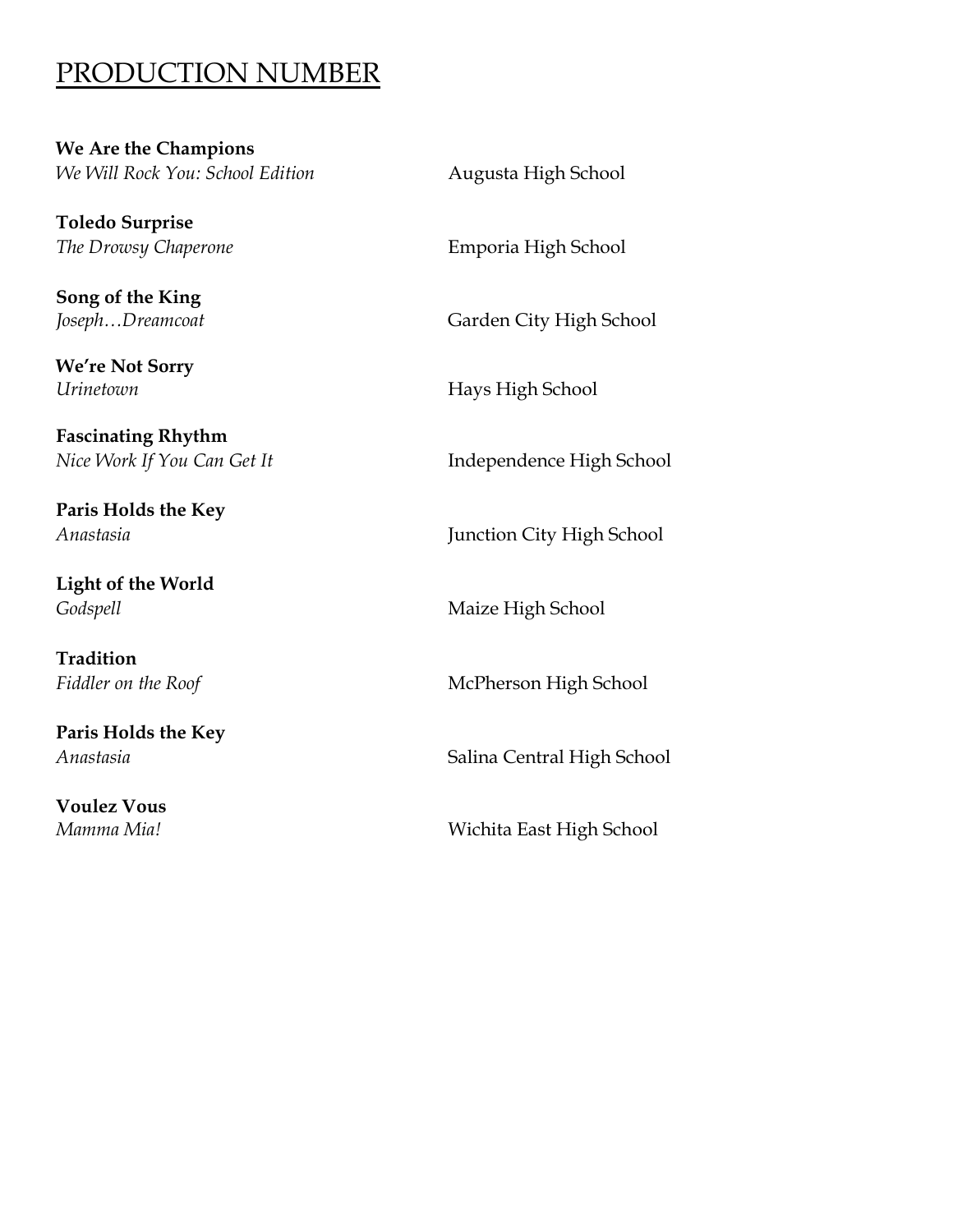# PRODUCTION NUMBER

**We Are the Champions**
*We Will Rock You: School Edition* — Augusta High School

**Toledo Surprise**
*The Drowsy Chaperone* — Emporia High School

**Song of the King**
*Joseph…Dreamcoat* — Garden City High School

**We're Not Sorry**
*Urinetown* — Hays High School

**Fascinating Rhythm**
*Nice Work If You Can Get It* — Independence High School

**Paris Holds the Key**
*Anastasia* — Junction City High School

**Light of the World**
*Godspell* — Maize High School

**Tradition**
*Fiddler on the Roof* — McPherson High School

**Paris Holds the Key**
*Anastasia* — Salina Central High School

**Voulez Vous**
*Mamma Mia!* — Wichita East High School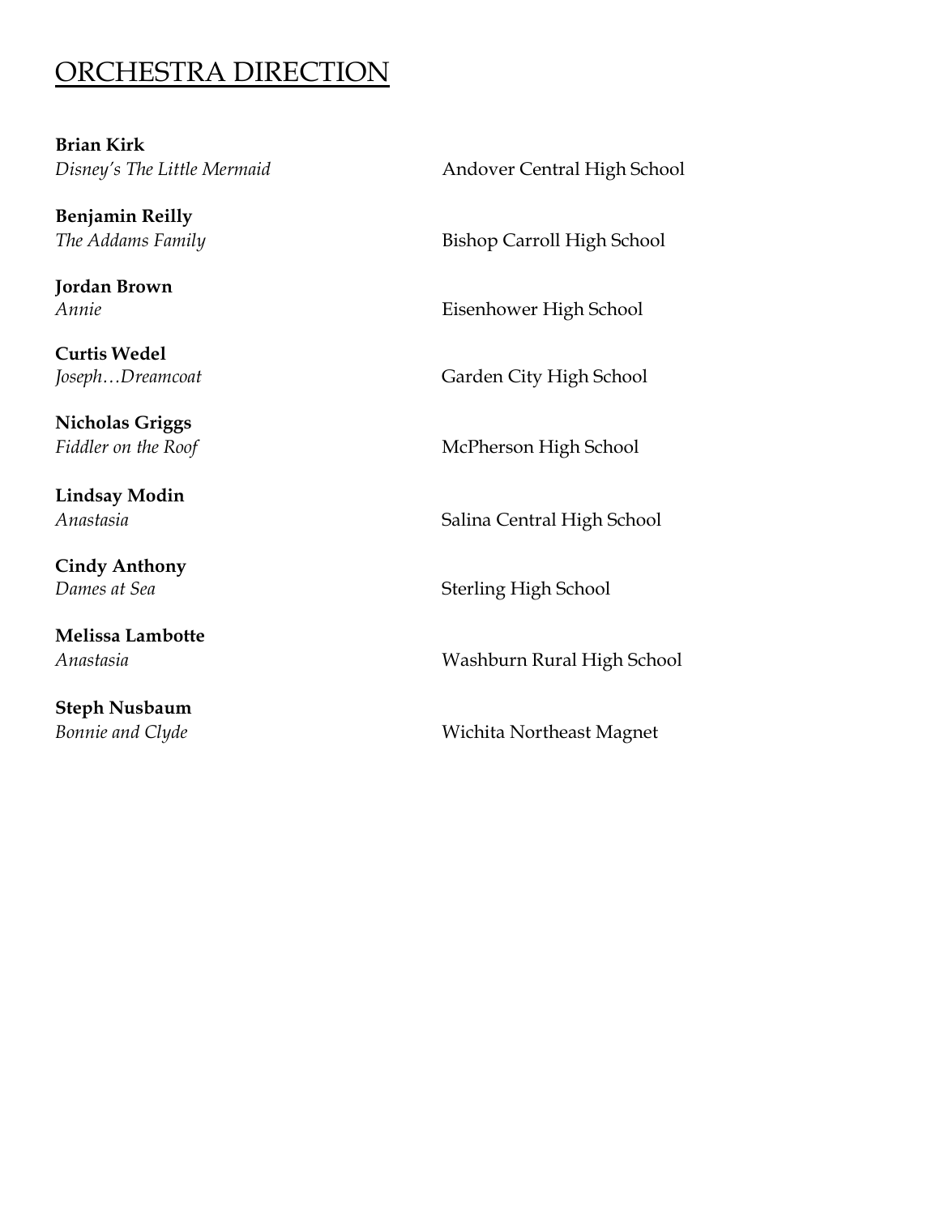# ORCHESTRA DIRECTION

**Brian Kirk**
*Disney's The Little Mermaid* — Andover Central High School

**Benjamin Reilly**
*The Addams Family* — Bishop Carroll High School

**Jordan Brown**
*Annie* — Eisenhower High School

**Curtis Wedel**
*Joseph…Dreamcoat* — Garden City High School

**Nicholas Griggs**
*Fiddler on the Roof* — McPherson High School

**Lindsay Modin**
*Anastasia* — Salina Central High School

**Cindy Anthony**
*Dames at Sea* — Sterling High School

**Melissa Lambotte**
*Anastasia* — Washburn Rural High School

**Steph Nusbaum**
*Bonnie and Clyde* — Wichita Northeast Magnet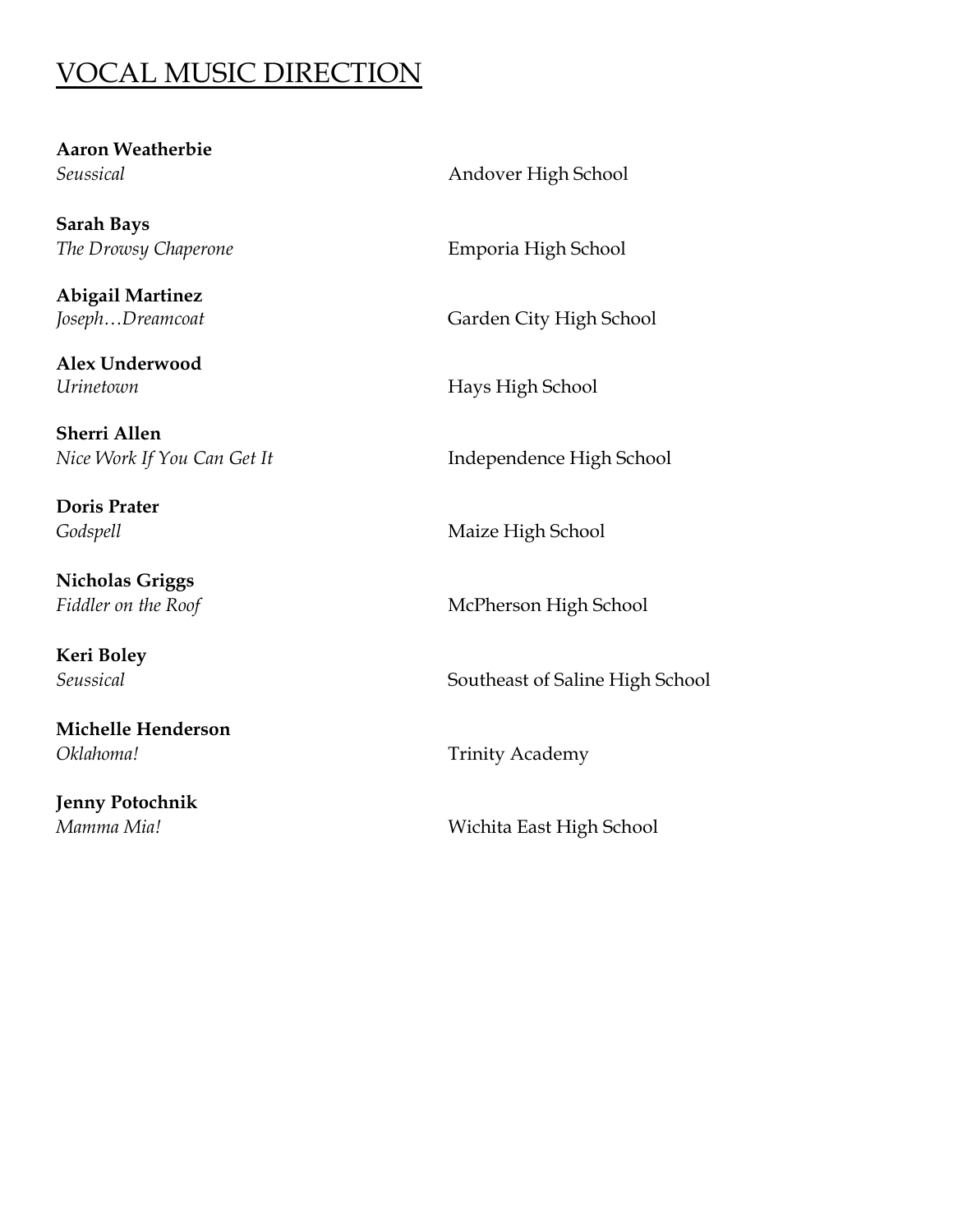# VOCAL MUSIC DIRECTION

**Aaron Weatherbie**
*Seussical* Andover High School

**Sarah Bays**
*The Drowsy Chaperone* Emporia High School

**Abigail Martinez**
*Joseph…Dreamcoat* Garden City High School

**Alex Underwood**
*Urinetown* Hays High School

**Sherri Allen**
*Nice Work If You Can Get It* Independence High School

**Doris Prater**
*Godspell* Maize High School

**Nicholas Griggs**
*Fiddler on the Roof* McPherson High School

**Keri Boley**
*Seussical* Southeast of Saline High School

**Michelle Henderson**
*Oklahoma!* Trinity Academy

**Jenny Potochnik**
*Mamma Mia!* Wichita East High School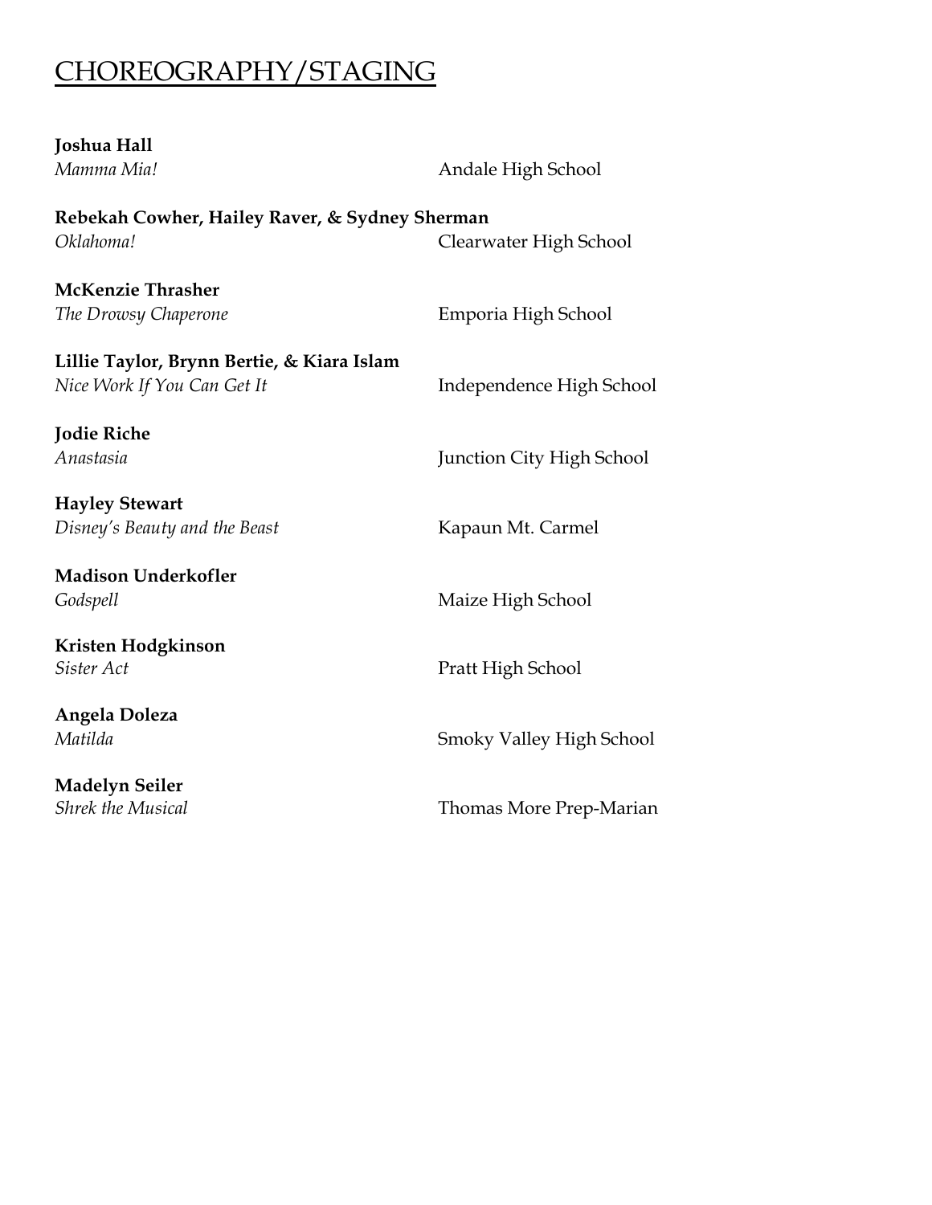# CHOREOGRAPHY/STAGING

**Joshua Hall**
*Mamma Mia!* — Andale High School

**Rebekah Cowher, Hailey Raver, & Sydney Sherman**
*Oklahoma!* — Clearwater High School

**McKenzie Thrasher**
*The Drowsy Chaperone* — Emporia High School

**Lillie Taylor, Brynn Bertie, & Kiara Islam**
*Nice Work If You Can Get It* — Independence High School

**Jodie Riche**
*Anastasia* — Junction City High School

**Hayley Stewart**
*Disney's Beauty and the Beast* — Kapaun Mt. Carmel

**Madison Underkofler**
*Godspell* — Maize High School

**Kristen Hodgkinson**
*Sister Act* — Pratt High School

**Angela Doleza**
*Matilda* — Smoky Valley High School

**Madelyn Seiler**
*Shrek the Musical* — Thomas More Prep-Marian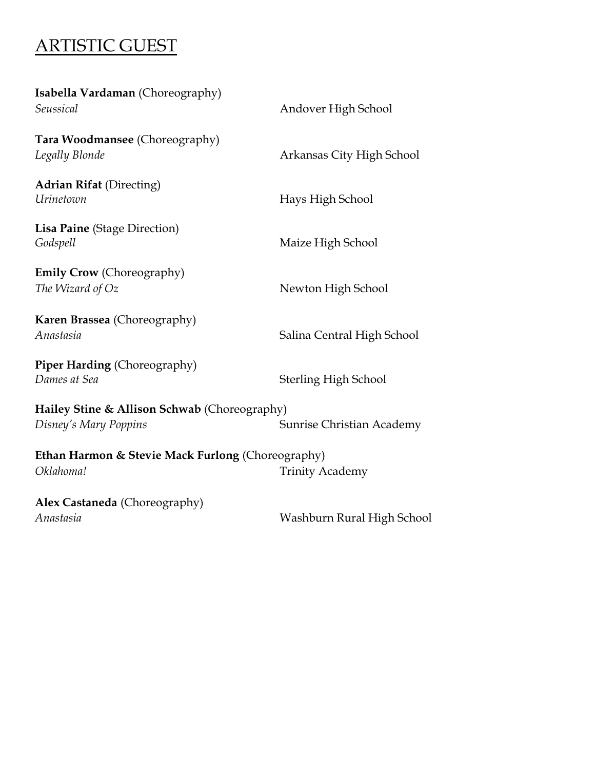## ARTISTIC GUEST

**Isabella Vardaman** (Choreography)
*Seussical* — Andover High School

**Tara Woodmansee** (Choreography)
*Legally Blonde* — Arkansas City High School

**Adrian Rifat** (Directing)
*Urinetown* — Hays High School

**Lisa Paine** (Stage Direction)
*Godspell* — Maize High School

**Emily Crow** (Choreography)
*The Wizard of Oz* — Newton High School

**Karen Brassea** (Choreography)
*Anastasia* — Salina Central High School

**Piper Harding** (Choreography)
*Dames at Sea* — Sterling High School

**Hailey Stine & Allison Schwab** (Choreography)
*Disney's Mary Poppins* — Sunrise Christian Academy

**Ethan Harmon & Stevie Mack Furlong** (Choreography)
*Oklahoma!* — Trinity Academy

**Alex Castaneda** (Choreography)
*Anastasia* — Washburn Rural High School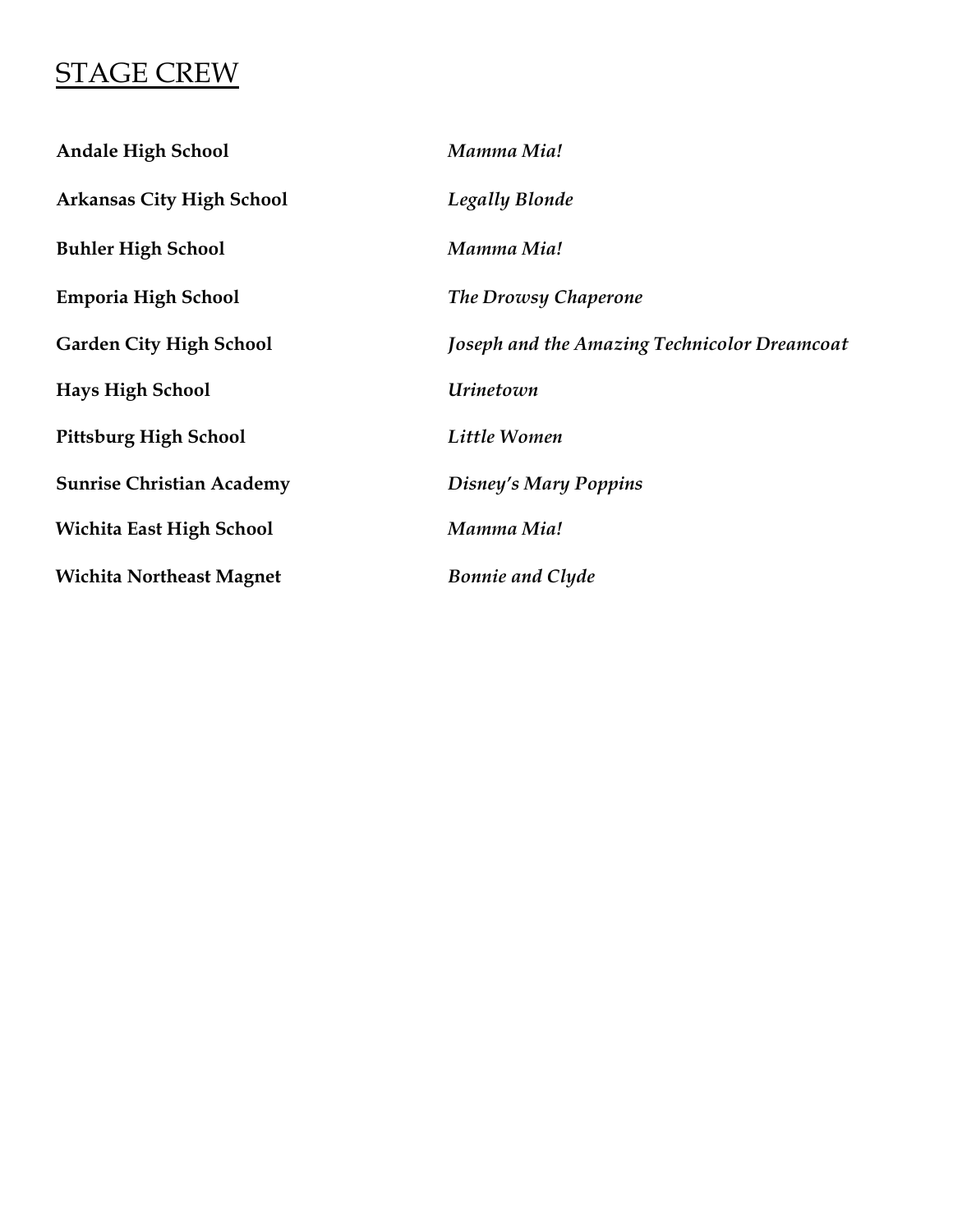## STAGE CREW

| | |
|---|---|
| **Andale High School** | ***Mamma Mia!*** |
| **Arkansas City High School** | ***Legally Blonde*** |
| **Buhler High School** | ***Mamma Mia!*** |
| **Emporia High School** | ***The Drowsy Chaperone*** |
| **Garden City High School** | ***Joseph and the Amazing Technicolor Dreamcoat*** |
| **Hays High School** | ***Urinetown*** |
| **Pittsburg High School** | ***Little Women*** |
| **Sunrise Christian Academy** | ***Disney's Mary Poppins*** |
| **Wichita East High School** | ***Mamma Mia!*** |
| **Wichita Northeast Magnet** | ***Bonnie and Clyde*** |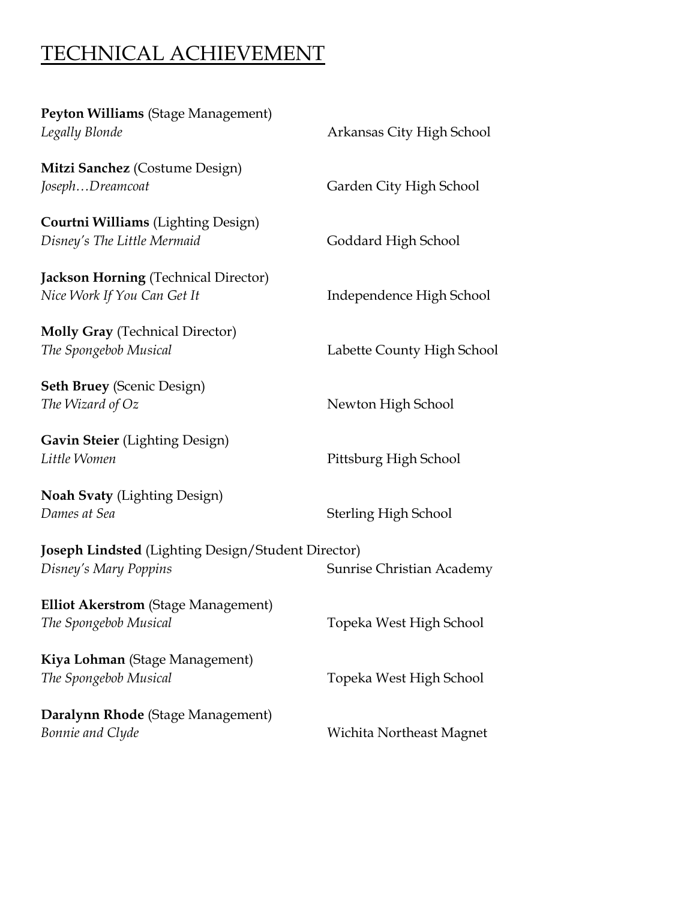# TECHNICAL ACHIEVEMENT

**Peyton Williams** (Stage Management)
*Legally Blonde* Arkansas City High School

**Mitzi Sanchez** (Costume Design)
*Joseph…Dreamcoat* Garden City High School

**Courtni Williams** (Lighting Design)
*Disney's The Little Mermaid* Goddard High School

**Jackson Horning** (Technical Director)
*Nice Work If You Can Get It* Independence High School

**Molly Gray** (Technical Director)
*The Spongebob Musical* Labette County High School

**Seth Bruey** (Scenic Design)
*The Wizard of Oz* Newton High School

**Gavin Steier** (Lighting Design)
*Little Women* Pittsburg High School

**Noah Svaty** (Lighting Design)
*Dames at Sea* Sterling High School

**Joseph Lindsted** (Lighting Design/Student Director)
*Disney's Mary Poppins* Sunrise Christian Academy

**Elliot Akerstrom** (Stage Management)
*The Spongebob Musical* Topeka West High School

**Kiya Lohman** (Stage Management)
*The Spongebob Musical* Topeka West High School

**Daralynn Rhode** (Stage Management)
*Bonnie and Clyde* Wichita Northeast Magnet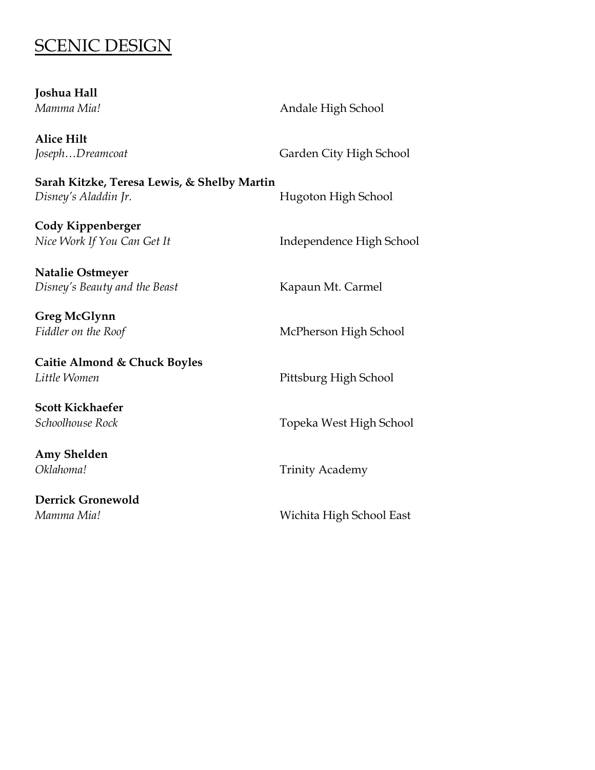## SCENIC DESIGN

**Joshua Hall**
*Mamma Mia!* Andale High School

**Alice Hilt**
*Joseph…Dreamcoat* Garden City High School

**Sarah Kitzke, Teresa Lewis, & Shelby Martin**
*Disney's Aladdin Jr.* Hugoton High School

**Cody Kippenberger**
*Nice Work If You Can Get It* Independence High School

**Natalie Ostmeyer**
*Disney's Beauty and the Beast* Kapaun Mt. Carmel

**Greg McGlynn**
*Fiddler on the Roof* McPherson High School

**Caitie Almond & Chuck Boyles**
*Little Women* Pittsburg High School

**Scott Kickhaefer**
*Schoolhouse Rock* Topeka West High School

**Amy Shelden**
*Oklahoma!* Trinity Academy

**Derrick Gronewold**
*Mamma Mia!* Wichita High School East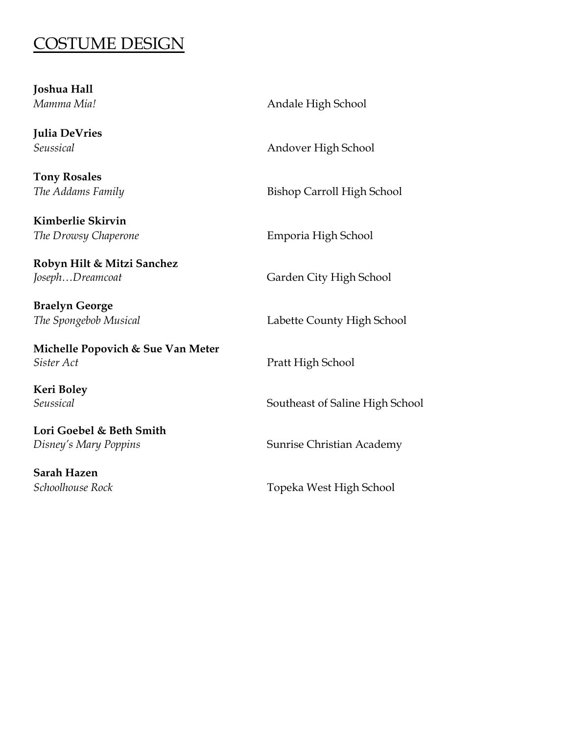# COSTUME DESIGN

**Joshua Hall**
*Mamma Mia!* — Andale High School

**Julia DeVries**
*Seussical* — Andover High School

**Tony Rosales**
*The Addams Family* — Bishop Carroll High School

**Kimberlie Skirvin**
*The Drowsy Chaperone* — Emporia High School

**Robyn Hilt & Mitzi Sanchez**
*Joseph…Dreamcoat* — Garden City High School

**Braelyn George**
*The Spongebob Musical* — Labette County High School

**Michelle Popovich & Sue Van Meter**
*Sister Act* — Pratt High School

**Keri Boley**
*Seussical* — Southeast of Saline High School

**Lori Goebel & Beth Smith**
*Disney's Mary Poppins* — Sunrise Christian Academy

**Sarah Hazen**
*Schoolhouse Rock* — Topeka West High School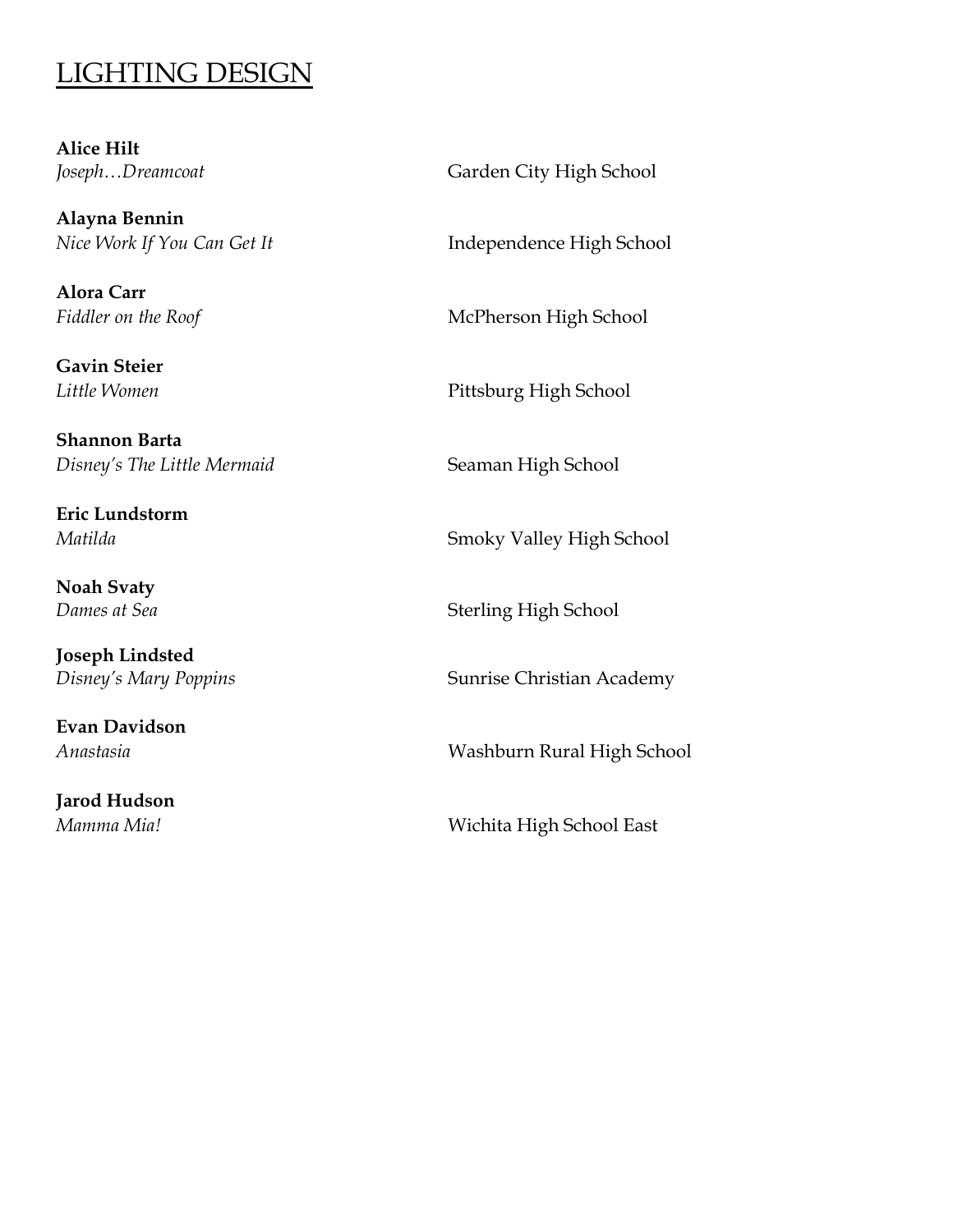## LIGHTING DESIGN

**Alice Hilt**
*Joseph…Dreamcoat* Garden City High School

**Alayna Bennin**
*Nice Work If You Can Get It* Independence High School

**Alora Carr**
*Fiddler on the Roof* McPherson High School

**Gavin Steier**
*Little Women* Pittsburg High School

**Shannon Barta**
*Disney's The Little Mermaid* Seaman High School

**Eric Lundstorm**
*Matilda* Smoky Valley High School

**Noah Svaty**
*Dames at Sea* Sterling High School

**Joseph Lindsted**
*Disney's Mary Poppins* Sunrise Christian Academy

**Evan Davidson**
*Anastasia* Washburn Rural High School

**Jarod Hudson**
*Mamma Mia!* Wichita High School East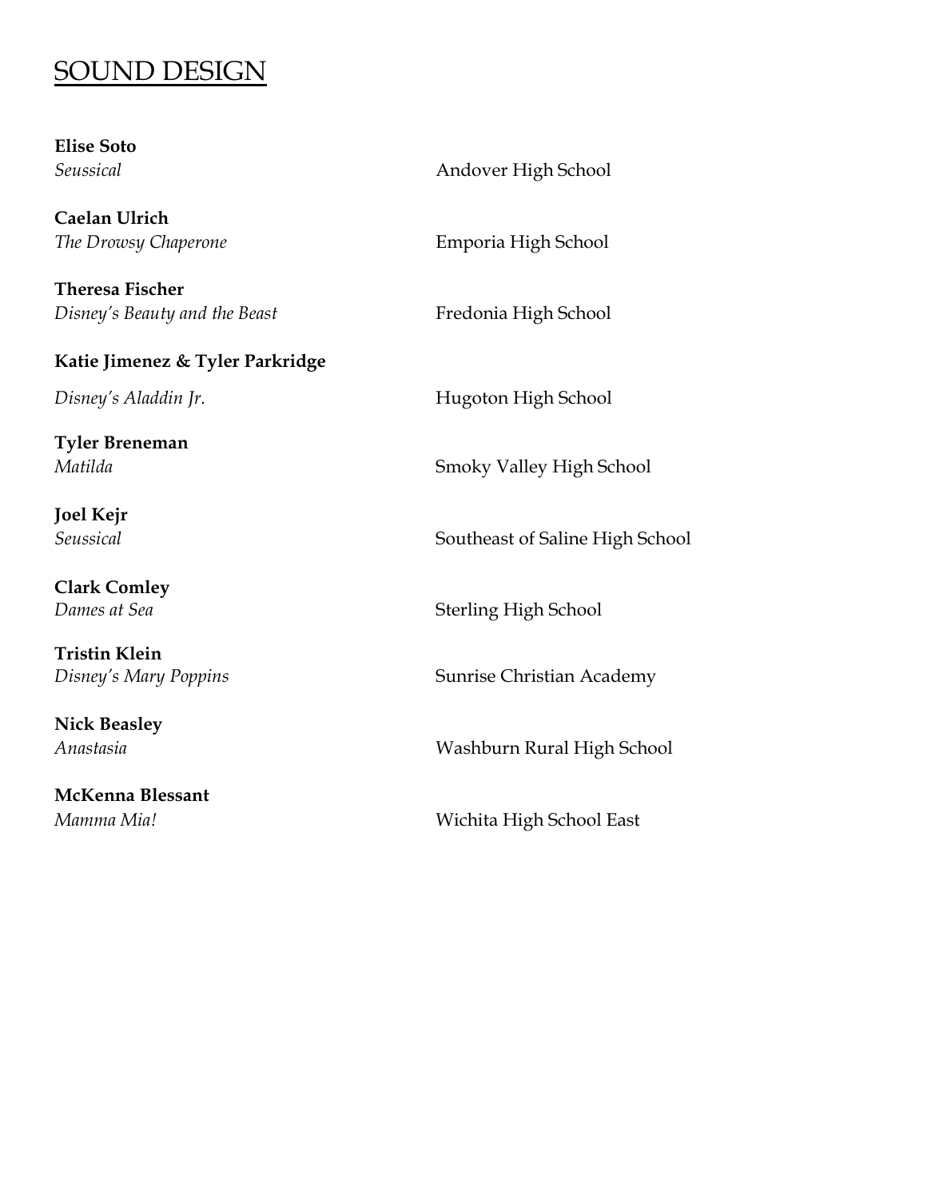## SOUND DESIGN

**Elise Soto**
*Seussical* — Andover High School

**Caelan Ulrich**
*The Drowsy Chaperone* — Emporia High School

**Theresa Fischer**
*Disney's Beauty and the Beast* — Fredonia High School

**Katie Jimenez & Tyler Parkridge**
*Disney's Aladdin Jr.* — Hugoton High School

**Tyler Breneman**
*Matilda* — Smoky Valley High School

**Joel Kejr**
*Seussical* — Southeast of Saline High School

**Clark Comley**
*Dames at Sea* — Sterling High School

**Tristin Klein**
*Disney's Mary Poppins* — Sunrise Christian Academy

**Nick Beasley**
*Anastasia* — Washburn Rural High School

**McKenna Blessant**
*Mamma Mia!* — Wichita High School East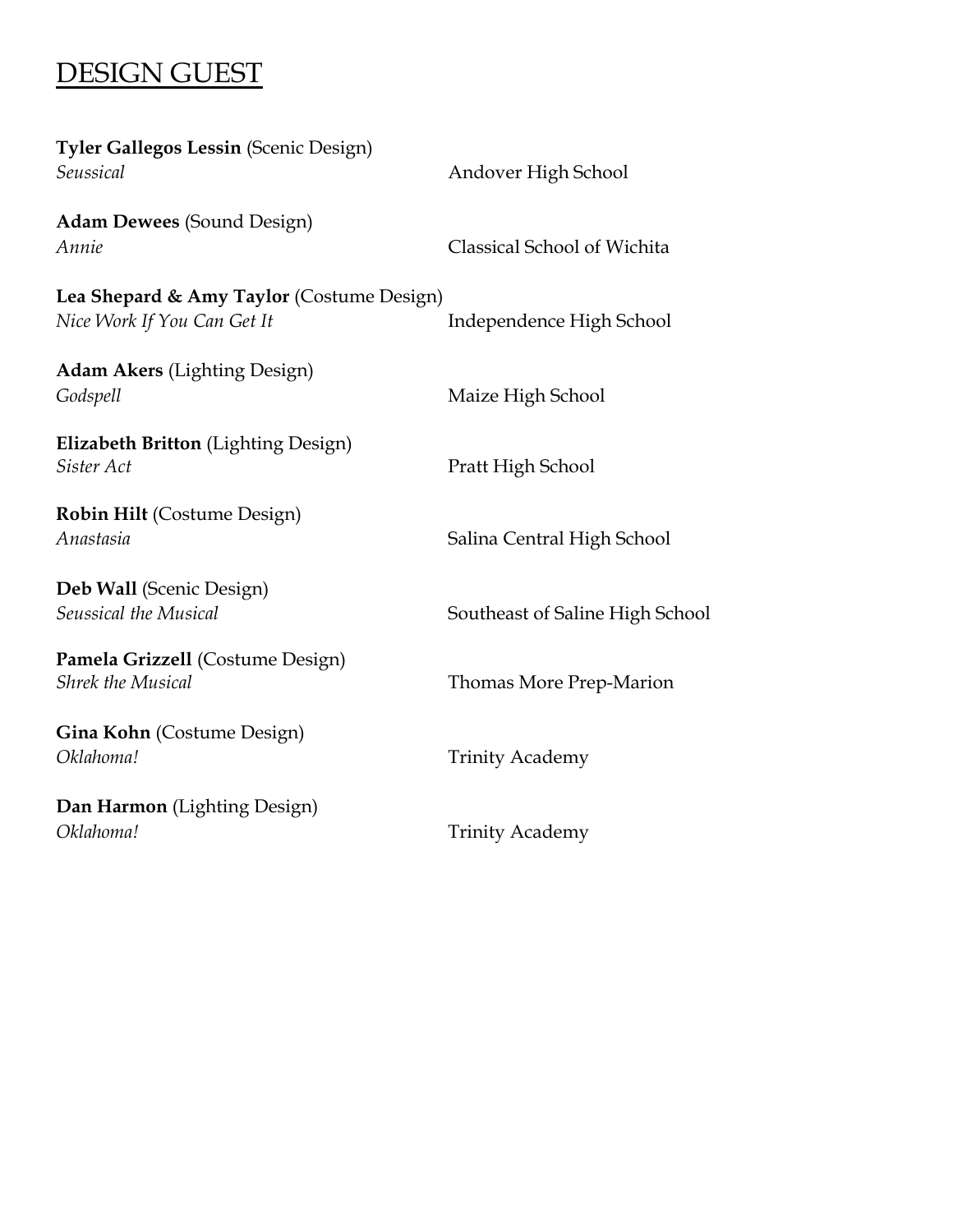## DESIGN GUEST

**Tyler Gallegos Lessin** (Scenic Design)
*Seussical* Andover High School

**Adam Dewees** (Sound Design)
*Annie* Classical School of Wichita

**Lea Shepard & Amy Taylor** (Costume Design)
*Nice Work If You Can Get It* Independence High School

**Adam Akers** (Lighting Design)
*Godspell* Maize High School

**Elizabeth Britton** (Lighting Design)
*Sister Act* Pratt High School

**Robin Hilt** (Costume Design)
*Anastasia* Salina Central High School

**Deb Wall** (Scenic Design)
*Seussical the Musical* Southeast of Saline High School

**Pamela Grizzell** (Costume Design)
*Shrek the Musical* Thomas More Prep-Marion

**Gina Kohn** (Costume Design)
*Oklahoma!* Trinity Academy

**Dan Harmon** (Lighting Design)
*Oklahoma!* Trinity Academy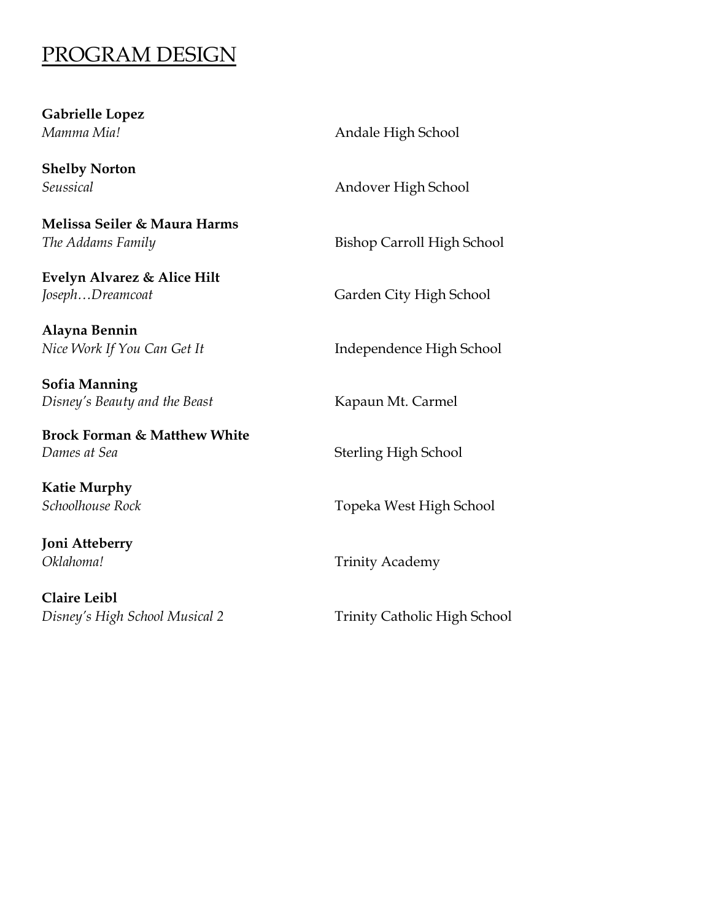# PROGRAM DESIGN

**Gabrielle Lopez**
*Mamma Mia!* — Andale High School

**Shelby Norton**
*Seussical* — Andover High School

**Melissa Seiler & Maura Harms**
*The Addams Family* — Bishop Carroll High School

**Evelyn Alvarez & Alice Hilt**
*Joseph…Dreamcoat* — Garden City High School

**Alayna Bennin**
*Nice Work If You Can Get It* — Independence High School

**Sofia Manning**
*Disney's Beauty and the Beast* — Kapaun Mt. Carmel

**Brock Forman & Matthew White**
*Dames at Sea* — Sterling High School

**Katie Murphy**
*Schoolhouse Rock* — Topeka West High School

**Joni Atteberry**
*Oklahoma!* — Trinity Academy

**Claire Leibl**
*Disney's High School Musical 2* — Trinity Catholic High School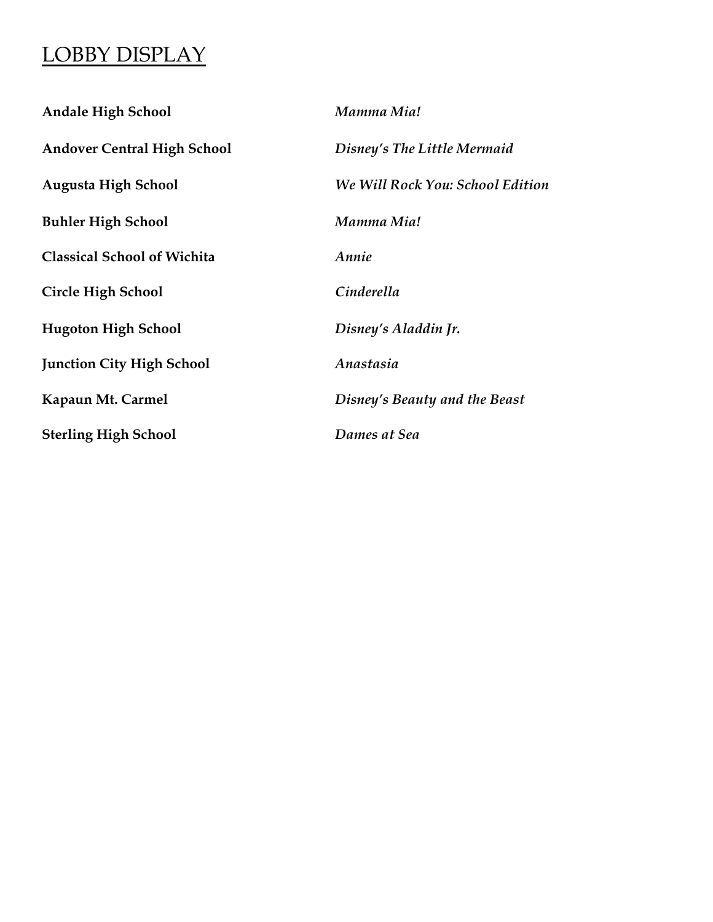## LOBBY DISPLAY

| | |
|---|---|
| **Andale High School** | ***Mamma Mia!*** |
| **Andover Central High School** | ***Disney's The Little Mermaid*** |
| **Augusta High School** | ***We Will Rock You: School Edition*** |
| **Buhler High School** | ***Mamma Mia!*** |
| **Classical School of Wichita** | ***Annie*** |
| **Circle High School** | ***Cinderella*** |
| **Hugoton High School** | ***Disney's Aladdin Jr.*** |
| **Junction City High School** | ***Anastasia*** |
| **Kapaun Mt. Carmel** | ***Disney's Beauty and the Beast*** |
| **Sterling High School** | ***Dames at Sea*** |